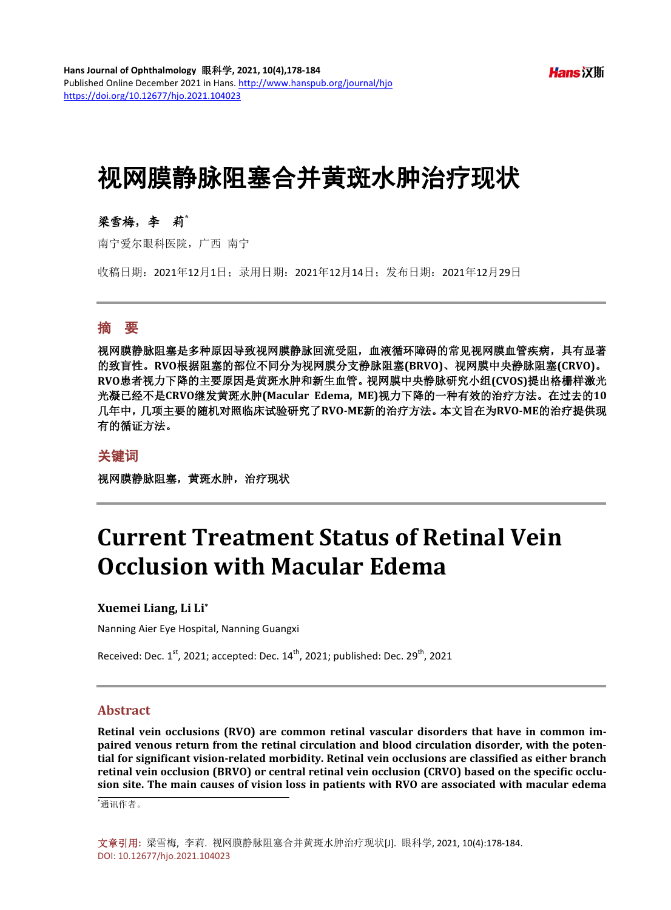# 视网膜静脉阻塞合并黄斑水肿治疗现状

**梁雪梅，李　莉***

南宁爱尔眼科医院，广西　南宁

收稿日期：2021年12月1日；录用日期：2021年12月14日；发布日期：2021年12月29日

## 摘　要

**视网膜静脉阻塞是多种原因导致视网膜静脉回流受阻，血液循环障碍的常见视网膜血管疾病，具有显著的致盲性。RVO根据阻塞的部位不同分为视网膜分支静脉阻塞(BRVO)、视网膜中央静脉阻塞(CRVO)。RVO患者视力下降的主要原因是黄斑水肿和新生血管。视网膜中央静脉研究小组(CVOS)提出格栅样激光光凝已经不是CRVO继发黄斑水肿(Macular Edema, ME)视力下降的一种有效的治疗方法。在过去的10几年中，几项主要的随机对照临床试验研究了RVO-ME新的治疗方法。本文旨在为RVO-ME的治疗提供现有的循证方法。**

## 关键词

**视网膜静脉阻塞，黄斑水肿，治疗现状**

# Current Treatment Status of Retinal Vein Occlusion with Macular Edema

**Xuemei Liang, Li Li***

Nanning Aier Eye Hospital, Nanning Guangxi

Received: Dec. 1st, 2021; accepted: Dec. 14th, 2021; published: Dec. 29th, 2021

## Abstract

**Retinal vein occlusions (RVO) are common retinal vascular disorders that have in common impaired venous return from the retinal circulation and blood circulation disorder, with the potential for significant vision-related morbidity. Retinal vein occlusions are classified as either branch retinal vein occlusion (BRVO) or central retinal vein occlusion (CRVO) based on the specific occlusion site. The main causes of vision loss in patients with RVO are associated with macular edema**

*通讯作者。

**文章引用：** 梁雪梅，李莉．视网膜静脉阻塞合并黄斑水肿治疗现状[J]．眼科学, 2021, 10(4):178-184.
DOI: 10.12677/hjo.2021.104023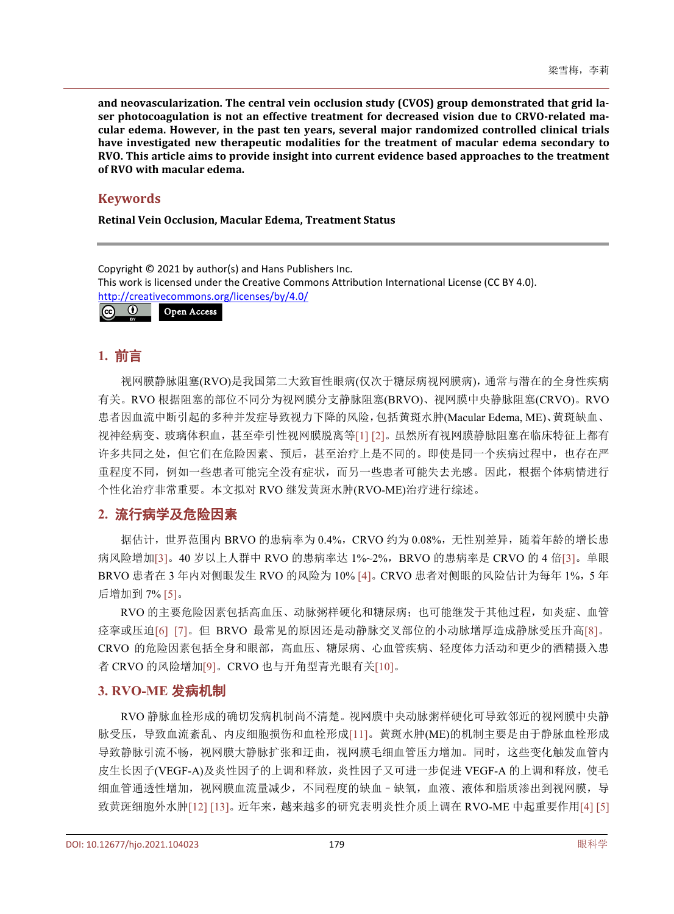**and neovascularization. The central vein occlusion study (CVOS) group demonstrated that grid laser photocoagulation is not an effective treatment for decreased vision due to CRVO-related macular edema. However, in the past ten years, several major randomized controlled clinical trials have investigated new therapeutic modalities for the treatment of macular edema secondary to RVO. This article aims to provide insight into current evidence based approaches to the treatment of RVO with macular edema.**

## Keywords

**Retinal Vein Occlusion, Macular Edema, Treatment Status**

Copyright © 2021 by author(s) and Hans Publishers Inc.
This work is licensed under the Creative Commons Attribution International License (CC BY 4.0).
http://creativecommons.org/licenses/by/4.0/

Open Access

## 1. 前言

视网膜静脉阻塞(RVO)是我国第二大致盲性眼病(仅次于糖尿病视网膜病)，通常与潜在的全身性疾病有关。RVO 根据阻塞的部位不同分为视网膜分支静脉阻塞(BRVO)、视网膜中央静脉阻塞(CRVO)。RVO 患者因血流中断引起的多种并发症导致视力下降的风险，包括黄斑水肿(Macular Edema, ME)、黄斑缺血、视神经病变、玻璃体积血，甚至牵引性视网膜脱离等[1] [2]。虽然所有视网膜静脉阻塞在临床特征上都有许多共同之处，但它们在危险因素、预后，甚至治疗上是不同的。即使是同一个疾病过程中，也存在严重程度不同，例如一些患者可能完全没有症状，而另一些患者可能失去光感。因此，根据个体病情进行个性化治疗非常重要。本文拟对 RVO 继发黄斑水肿(RVO-ME)治疗进行综述。

## 2. 流行病学及危险因素

据估计，世界范围内 BRVO 的患病率为 0.4%，CRVO 约为 0.08%，无性别差异，随着年龄的增长患病风险增加[3]。40 岁以上人群中 RVO 的患病率达 1%~2%，BRVO 的患病率是 CRVO 的 4 倍[3]。单眼 BRVO 患者在 3 年内对侧眼发生 RVO 的风险为 10% [4]。CRVO 患者对侧眼的风险估计为每年 1%，5 年后增加到 7% [5]。

RVO 的主要危险因素包括高血压、动脉粥样硬化和糖尿病；也可能继发于其他过程，如炎症、血管痉挛或压迫[6] [7]。但 BRVO 最常见的原因还是动静脉交叉部位的小动脉增厚造成静脉受压升高[8]。CRVO 的危险因素包括全身和眼部，高血压、糖尿病、心血管疾病、轻度体力活动和更少的酒精摄入患者 CRVO 的风险增加[9]。CRVO 也与开角型青光眼有关[10]。

## 3. RVO-ME 发病机制

RVO 静脉血栓形成的确切发病机制尚不清楚。视网膜中央动脉粥样硬化可导致邻近的视网膜中央静脉受压，导致血流紊乱、内皮细胞损伤和血栓形成[11]。黄斑水肿(ME)的机制主要是由于静脉血栓形成导致静脉引流不畅，视网膜大静脉扩张和迂曲，视网膜毛细血管压力增加。同时，这些变化触发血管内皮生长因子(VEGF-A)及炎性因子的上调和释放，炎性因子又可进一步促进 VEGF-A 的上调和释放，使毛细血管通透性增加，视网膜血流量减少，不同程度的缺血 - 缺氧，血液、液体和脂质渗出到视网膜，导致黄斑细胞外水肿[12] [13]。近年来，越来越多的研究表明炎性介质上调在 RVO-ME 中起重要作用[4] [5]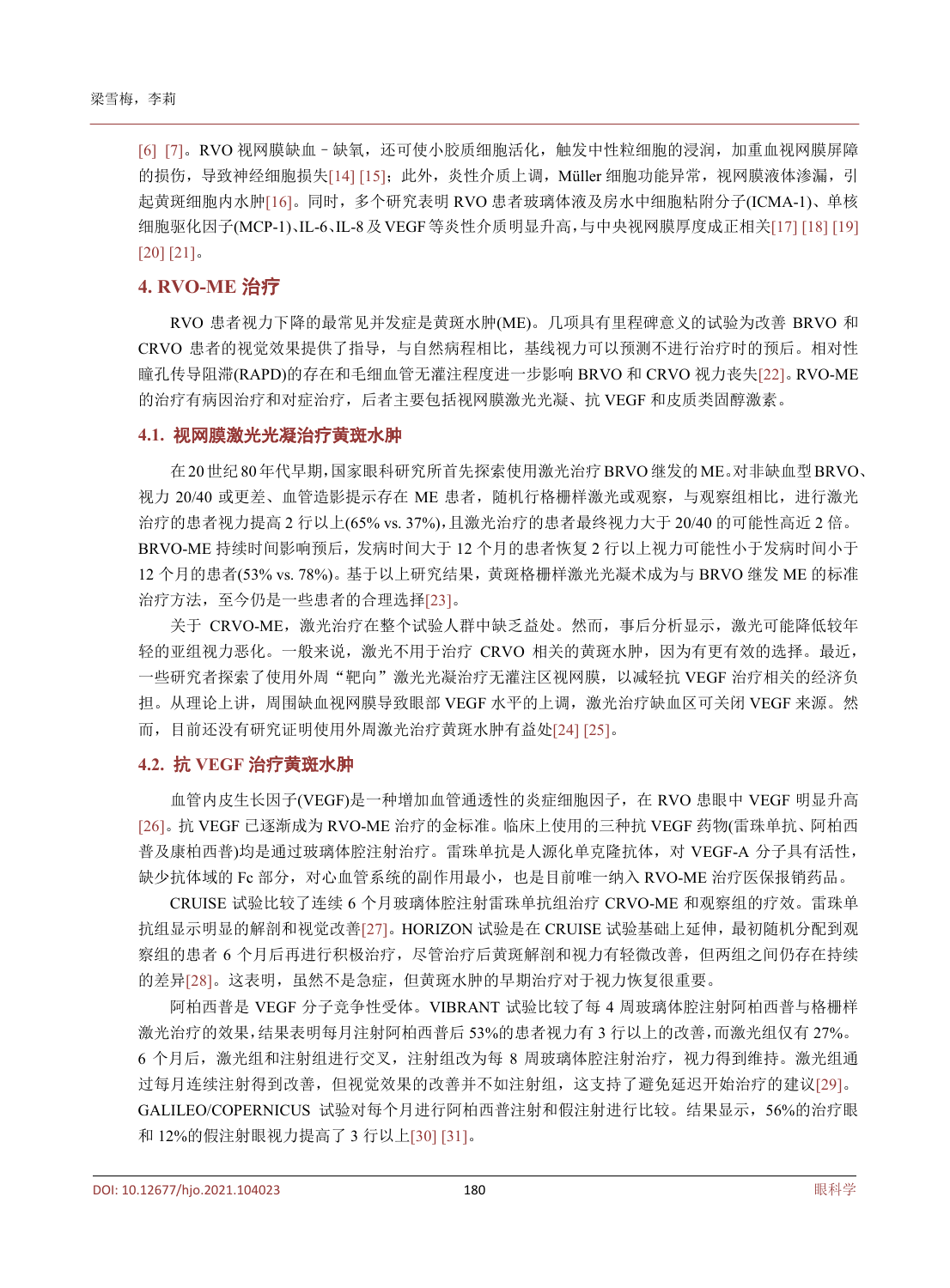[6] [7]。RVO 视网膜缺血－缺氧，还可使小胶质细胞活化，触发中性粒细胞的浸润，加重血视网膜屏障的损伤，导致神经细胞损失[14] [15]；此外，炎性介质上调，Müller 细胞功能异常，视网膜液体渗漏，引起黄斑细胞内水肿[16]。同时，多个研究表明 RVO 患者玻璃体液及房水中细胞粘附分子(ICMA-1)、单核细胞驱化因子(MCP-1)、IL-6、IL-8 及 VEGF 等炎性介质明显升高，与中央视网膜厚度成正相关[17] [18] [19] [20] [21]。

## 4. RVO-ME 治疗

RVO 患者视力下降的最常见并发症是黄斑水肿(ME)。几项具有里程碑意义的试验为改善 BRVO 和 CRVO 患者的视觉效果提供了指导，与自然病程相比，基线视力可以预测不进行治疗时的预后。相对性瞳孔传导阻滞(RAPD)的存在和毛细血管无灌注程度进一步影响 BRVO 和 CRVO 视力丧失[22]。RVO-ME 的治疗有病因治疗和对症治疗，后者主要包括视网膜激光光凝、抗 VEGF 和皮质类固醇激素。

### 4.1. 视网膜激光光凝治疗黄斑水肿

在 20 世纪 80 年代早期，国家眼科研究所首先探索使用激光治疗 BRVO 继发的 ME。对非缺血型 BRVO、视力 20/40 或更差、血管造影提示存在 ME 患者，随机行格栅样激光或观察，与观察组相比，进行激光治疗的患者视力提高 2 行以上(65% vs. 37%)，且激光治疗的患者最终视力大于 20/40 的可能性高近 2 倍。BRVO-ME 持续时间影响预后，发病时间大于 12 个月的患者恢复 2 行以上视力可能性小于发病时间小于 12 个月的患者(53% vs. 78%)。基于以上研究结果，黄斑格栅样激光光凝术成为与 BRVO 继发 ME 的标准治疗方法，至今仍是一些患者的合理选择[23]。

关于 CRVO-ME，激光治疗在整个试验人群中缺乏益处。然而，事后分析显示，激光可能降低较年轻的亚组视力恶化。一般来说，激光不用于治疗 CRVO 相关的黄斑水肿，因为有更有效的选择。最近，一些研究者探索了使用外周“靶向”激光光凝治疗无灌注区视网膜，以减轻抗 VEGF 治疗相关的经济负担。从理论上讲，周围缺血视网膜导致眼部 VEGF 水平的上调，激光治疗缺血区可关闭 VEGF 来源。然而，目前还没有研究证明使用外周激光治疗黄斑水肿有益处[24] [25]。

### 4.2. 抗 VEGF 治疗黄斑水肿

血管内皮生长因子(VEGF)是一种增加血管通透性的炎症细胞因子，在 RVO 患眼中 VEGF 明显升高[26]。抗 VEGF 已逐渐成为 RVO-ME 治疗的金标准。临床上使用的三种抗 VEGF 药物(雷珠单抗、阿柏西普及康柏西普)均是通过玻璃体腔注射治疗。雷珠单抗是人源化单克隆抗体，对 VEGF-A 分子具有活性，缺少抗体域的 Fc 部分，对心血管系统的副作用最小，也是目前唯一纳入 RVO-ME 治疗医保报销药品。

CRUISE 试验比较了连续 6 个月玻璃体腔注射雷珠单抗组治疗 CRVO-ME 和观察组的疗效。雷珠单抗组显示明显的解剖和视觉改善[27]。HORIZON 试验是在 CRUISE 试验基础上延伸，最初随机分配到观察组的患者 6 个月后再进行积极治疗，尽管治疗后黄斑解剖和视力有轻微改善，但两组之间仍存在持续的差异[28]。这表明，虽然不是急症，但黄斑水肿的早期治疗对于视力恢复很重要。

阿柏西普是 VEGF 分子竞争性受体。VIBRANT 试验比较了每 4 周玻璃体腔注射阿柏西普与格栅样激光治疗的效果，结果表明每月注射阿柏西普后 53%的患者视力有 3 行以上的改善，而激光组仅有 27%。6 个月后，激光组和注射组进行交叉，注射组改为每 8 周玻璃体腔注射治疗，视力得到维持。激光组通过每月连续注射得到改善，但视觉效果的改善并不如注射组，这支持了避免延迟开始治疗的建议[29]。GALILEO/COPERNICUS 试验对每个月进行阿柏西普注射和假注射进行比较。结果显示，56%的治疗眼和 12%的假注射眼视力提高了 3 行以上[30] [31]。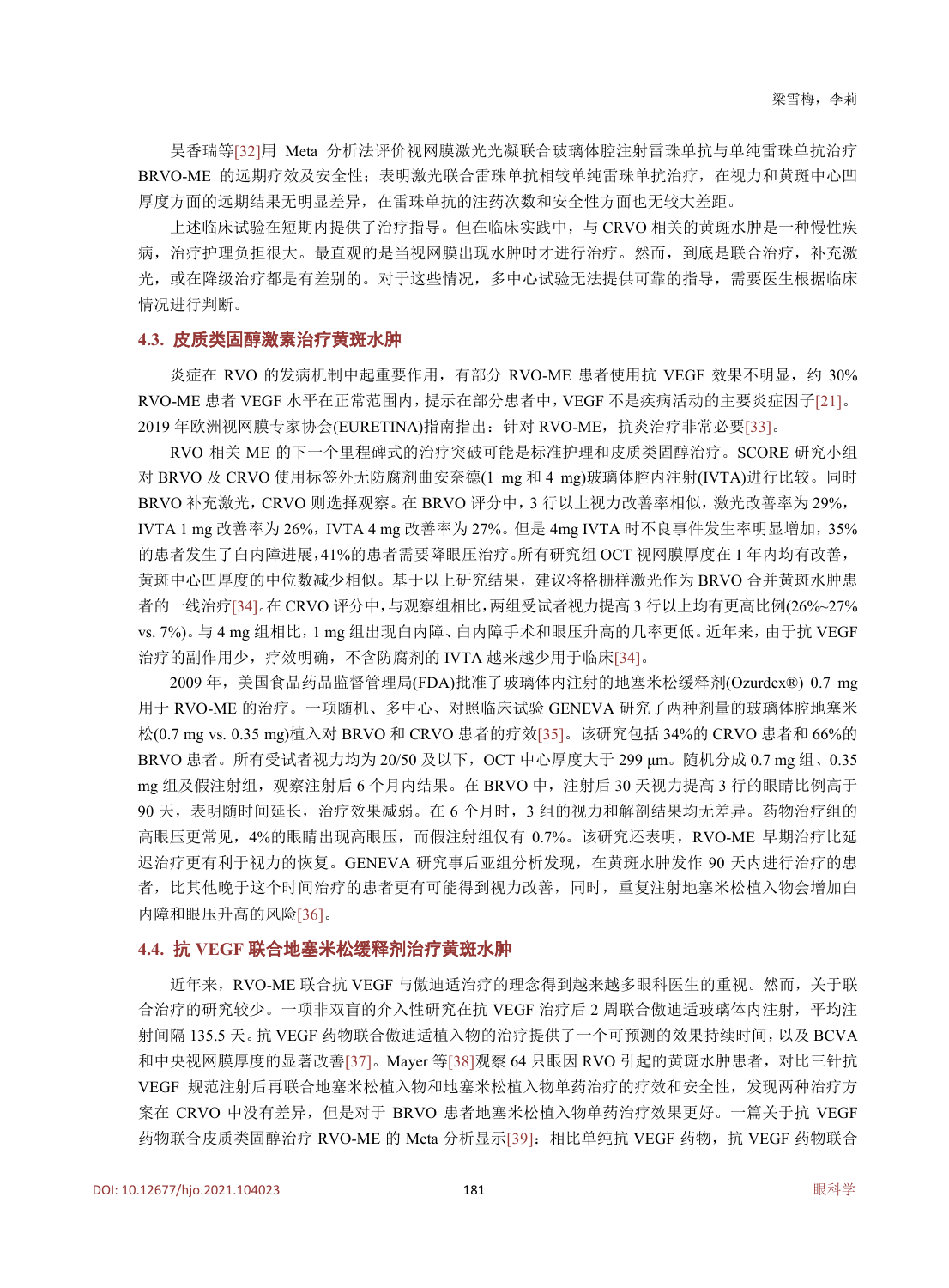吴香瑞等[32]用 Meta 分析法评价视网膜激光光凝联合玻璃体腔注射雷珠单抗与单纯雷珠单抗治疗 BRVO-ME 的远期疗效及安全性；表明激光联合雷珠单抗相较单纯雷珠单抗治疗，在视力和黄斑中心凹厚度方面的远期结果无明显差异，在雷珠单抗的注药次数和安全性方面也无较大差距。

上述临床试验在短期内提供了治疗指导。但在临床实践中，与 CRVO 相关的黄斑水肿是一种慢性疾病，治疗护理负担很大。最直观的是当视网膜出现水肿时才进行治疗。然而，到底是联合治疗，补充激光，或在降级治疗都是有差别的。对于这些情况，多中心试验无法提供可靠的指导，需要医生根据临床情况进行判断。

### 4.3. 皮质类固醇激素治疗黄斑水肿

炎症在 RVO 的发病机制中起重要作用，有部分 RVO-ME 患者使用抗 VEGF 效果不明显，约 30% RVO-ME 患者 VEGF 水平在正常范围内，提示在部分患者中，VEGF 不是疾病活动的主要炎症因子[21]。2019 年欧洲视网膜专家协会(EURETINA)指南指出：针对 RVO-ME，抗炎治疗非常必要[33]。

RVO 相关 ME 的下一个里程碑式的治疗突破可能是标准护理和皮质类固醇治疗。SCORE 研究小组对 BRVO 及 CRVO 使用标签外无防腐剂曲安奈德(1 mg 和 4 mg)玻璃体腔内注射(IVTA)进行比较。同时 BRVO 补充激光，CRVO 则选择观察。在 BRVO 评分中，3 行以上视力改善率相似，激光改善率为 29%，IVTA 1 mg 改善率为 26%，IVTA 4 mg 改善率为 27%。但是 4mg IVTA 时不良事件发生率明显增加，35%的患者发生了白内障进展，41%的患者需要降眼压治疗。所有研究组 OCT 视网膜厚度在 1 年内均有改善，黄斑中心凹厚度的中位数减少相似。基于以上研究结果，建议将格栅样激光作为 BRVO 合并黄斑水肿患者的一线治疗[34]。在 CRVO 评分中，与观察组相比，两组受试者视力提高 3 行以上均有更高比例(26%~27% vs. 7%)。与 4 mg 组相比，1 mg 组出现白内障、白内障手术和眼压升高的几率更低。近年来，由于抗 VEGF 治疗的副作用少，疗效明确，不含防腐剂的 IVTA 越来越少用于临床[34]。

2009 年，美国食品药品监督管理局(FDA)批准了玻璃体内注射的地塞米松缓释剂(Ozurdex®) 0.7 mg 用于 RVO-ME 的治疗。一项随机、多中心、对照临床试验 GENEVA 研究了两种剂量的玻璃体腔地塞米松(0.7 mg vs. 0.35 mg)植入对 BRVO 和 CRVO 患者的疗效[35]。该研究包括 34%的 CRVO 患者和 66%的 BRVO 患者。所有受试者视力均为 20/50 及以下，OCT 中心厚度大于 299 μm。随机分成 0.7 mg 组、0.35 mg 组及假注射组，观察注射后 6 个月内结果。在 BRVO 中，注射后 30 天视力提高 3 行的眼睛比例高于 90 天，表明随时间延长，治疗效果减弱。在 6 个月时，3 组的视力和解剖结果均无差异。药物治疗组的高眼压更常见，4%的眼睛出现高眼压，而假注射组仅有 0.7%。该研究还表明，RVO-ME 早期治疗比延迟治疗更有利于视力的恢复。GENEVA 研究事后亚组分析发现，在黄斑水肿发作 90 天内进行治疗的患者，比其他晚于这个时间治疗的患者更有可能得到视力改善，同时，重复注射地塞米松植入物会增加白内障和眼压升高的风险[36]。

### 4.4. 抗 VEGF 联合地塞米松缓释剂治疗黄斑水肿

近年来，RVO-ME 联合抗 VEGF 与傲迪适治疗的理念得到越来越多眼科医生的重视。然而，关于联合治疗的研究较少。一项非双盲的介入性研究在抗 VEGF 治疗后 2 周联合傲迪适玻璃体内注射，平均注射间隔 135.5 天。抗 VEGF 药物联合傲迪适植入物的治疗提供了一个可预测的效果持续时间，以及 BCVA 和中央视网膜厚度的显著改善[37]。Mayer 等[38]观察 64 只眼因 RVO 引起的黄斑水肿患者，对比三针抗 VEGF 规范注射后再联合地塞米松植入物和地塞米松植入物单药治疗的疗效和安全性，发现两种治疗方案在 CRVO 中没有差异，但是对于 BRVO 患者地塞米松植入物单药治疗效果更好。一篇关于抗 VEGF 药物联合皮质类固醇治疗 RVO-ME 的 Meta 分析显示[39]：相比单纯抗 VEGF 药物，抗 VEGF 药物联合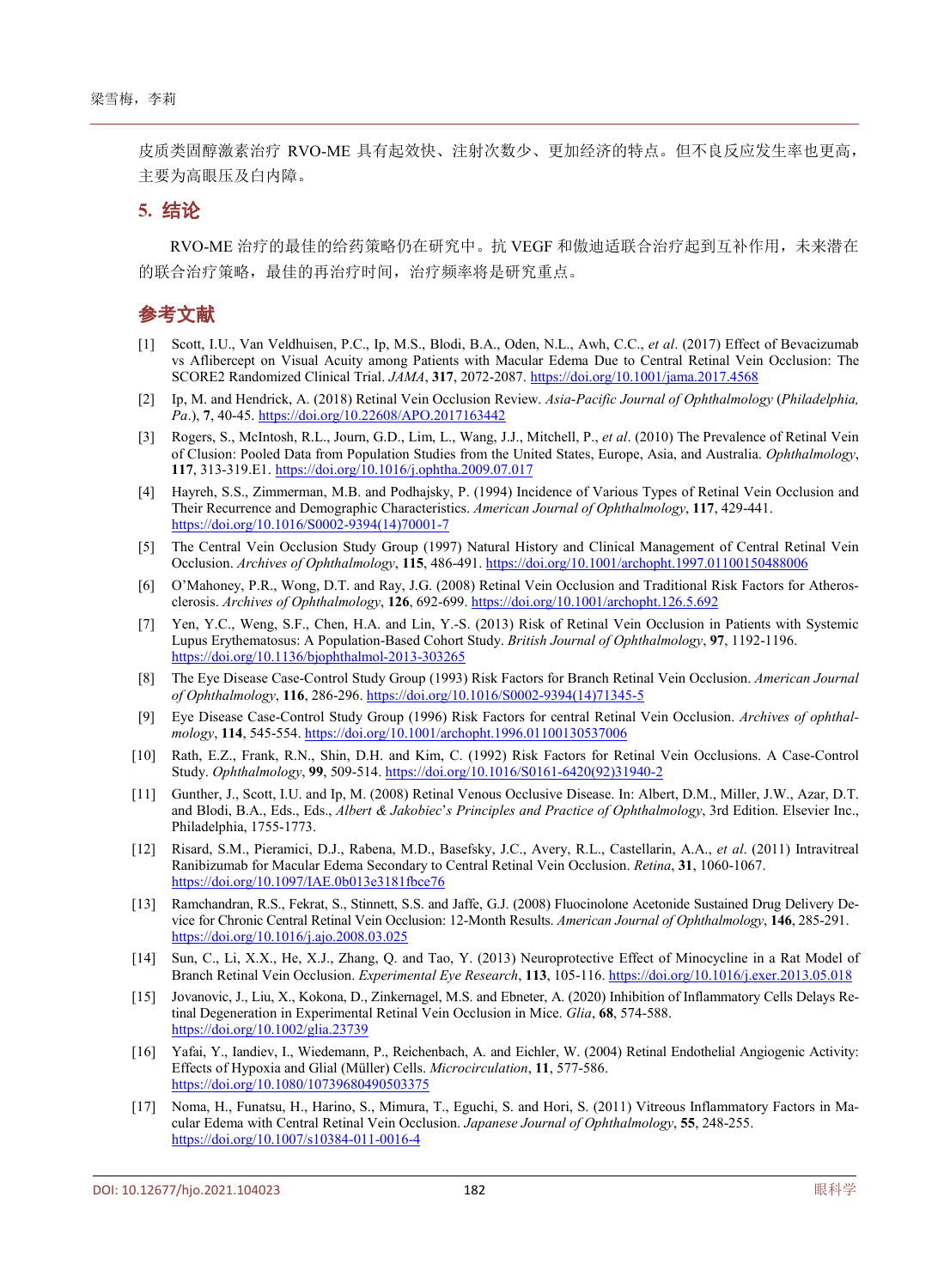皮质类固醇激素治疗 RVO-ME 具有起效快、注射次数少、更加经济的特点。但不良反应发生率也更高，主要为高眼压及白内障。

## 5. 结论

RVO-ME 治疗的最佳的给药策略仍在研究中。抗 VEGF 和傲迪适联合治疗起到互补作用，未来潜在的联合治疗策略，最佳的再治疗时间，治疗频率将是研究重点。

## 参考文献

[1] Scott, I.U., Van Veldhuisen, P.C., Ip, M.S., Blodi, B.A., Oden, N.L., Awh, C.C., *et al*. (2017) Effect of Bevacizumab vs Aflibercept on Visual Acuity among Patients with Macular Edema Due to Central Retinal Vein Occlusion: The SCORE2 Randomized Clinical Trial. *JAMA*, **317**, 2072-2087. https://doi.org/10.1001/jama.2017.4568

[2] Ip, M. and Hendrick, A. (2018) Retinal Vein Occlusion Review. *Asia-Pacific Journal of Ophthalmology* (*Philadelphia, Pa*.), **7**, 40-45. https://doi.org/10.22608/APO.2017163442

[3] Rogers, S., McIntosh, R.L., Journ, G.D., Lim, L., Wang, J.J., Mitchell, P., *et al*. (2010) The Prevalence of Retinal Vein of Clusion: Pooled Data from Population Studies from the United States, Europe, Asia, and Australia. *Ophthalmology*, **117**, 313-319.E1. https://doi.org/10.1016/j.ophtha.2009.07.017

[4] Hayreh, S.S., Zimmerman, M.B. and Podhajsky, P. (1994) Incidence of Various Types of Retinal Vein Occlusion and Their Recurrence and Demographic Characteristics. *American Journal of Ophthalmology*, **117**, 429-441. https://doi.org/10.1016/S0002-9394(14)70001-7

[5] The Central Vein Occlusion Study Group (1997) Natural History and Clinical Management of Central Retinal Vein Occlusion. *Archives of Ophthalmology*, **115**, 486-491. https://doi.org/10.1001/archopht.1997.01100150488006

[6] O'Mahoney, P.R., Wong, D.T. and Ray, J.G. (2008) Retinal Vein Occlusion and Traditional Risk Factors for Atherosclerosis. *Archives of Ophthalmology*, **126**, 692-699. https://doi.org/10.1001/archopht.126.5.692

[7] Yen, Y.C., Weng, S.F., Chen, H.A. and Lin, Y.-S. (2013) Risk of Retinal Vein Occlusion in Patients with Systemic Lupus Erythematosus: A Population-Based Cohort Study. *British Journal of Ophthalmology*, **97**, 1192-1196. https://doi.org/10.1136/bjophthalmol-2013-303265

[8] The Eye Disease Case-Control Study Group (1993) Risk Factors for Branch Retinal Vein Occlusion. *American Journal of Ophthalmology*, **116**, 286-296. https://doi.org/10.1016/S0002-9394(14)71345-5

[9] Eye Disease Case-Control Study Group (1996) Risk Factors for central Retinal Vein Occlusion. *Archives of ophthalmology*, **114**, 545-554. https://doi.org/10.1001/archopht.1996.01100130537006

[10] Rath, E.Z., Frank, R.N., Shin, D.H. and Kim, C. (1992) Risk Factors for Retinal Vein Occlusions. A Case-Control Study. *Ophthalmology*, **99**, 509-514. https://doi.org/10.1016/S0161-6420(92)31940-2

[11] Gunther, J., Scott, I.U. and Ip, M. (2008) Retinal Venous Occlusive Disease. In: Albert, D.M., Miller, J.W., Azar, D.T. and Blodi, B.A., Eds., Eds., *Albert & Jakobiec's Principles and Practice of Ophthalmology*, 3rd Edition. Elsevier Inc., Philadelphia, 1755-1773.

[12] Risard, S.M., Pieramici, D.J., Rabena, M.D., Basefsky, J.C., Avery, R.L., Castellarin, A.A., *et al*. (2011) Intravitreal Ranibizumab for Macular Edema Secondary to Central Retinal Vein Occlusion. *Retina*, **31**, 1060-1067. https://doi.org/10.1097/IAE.0b013e3181fbce76

[13] Ramchandran, R.S., Fekrat, S., Stinnett, S.S. and Jaffe, G.J. (2008) Fluocinolone Acetonide Sustained Drug Delivery Device for Chronic Central Retinal Vein Occlusion: 12-Month Results. *American Journal of Ophthalmology*, **146**, 285-291. https://doi.org/10.1016/j.ajo.2008.03.025

[14] Sun, C., Li, X.X., He, X.J., Zhang, Q. and Tao, Y. (2013) Neuroprotective Effect of Minocycline in a Rat Model of Branch Retinal Vein Occlusion. *Experimental Eye Research*, **113**, 105-116. https://doi.org/10.1016/j.exer.2013.05.018

[15] Jovanovic, J., Liu, X., Kokona, D., Zinkernagel, M.S. and Ebneter, A. (2020) Inhibition of Inflammatory Cells Delays Retinal Degeneration in Experimental Retinal Vein Occlusion in Mice. *Glia*, **68**, 574-588. https://doi.org/10.1002/glia.23739

[16] Yafai, Y., Iandiev, I., Wiedemann, P., Reichenbach, A. and Eichler, W. (2004) Retinal Endothelial Angiogenic Activity: Effects of Hypoxia and Glial (Müller) Cells. *Microcirculation*, **11**, 577-586. https://doi.org/10.1080/10739680490503375

[17] Noma, H., Funatsu, H., Harino, S., Mimura, T., Eguchi, S. and Hori, S. (2011) Vitreous Inflammatory Factors in Macular Edema with Central Retinal Vein Occlusion. *Japanese Journal of Ophthalmology*, **55**, 248-255. https://doi.org/10.1007/s10384-011-0016-4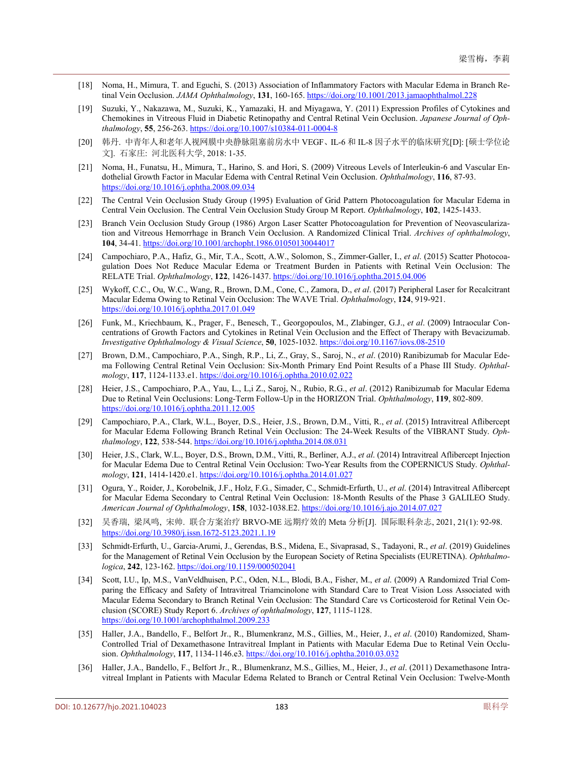[18] Noma, H., Mimura, T. and Eguchi, S. (2013) Association of Inflammatory Factors with Macular Edema in Branch Retinal Vein Occlusion. *JAMA Ophthalmology*, **131**, 160-165. https://doi.org/10.1001/2013.jamaophthalmol.228

[19] Suzuki, Y., Nakazawa, M., Suzuki, K., Yamazaki, H. and Miyagawa, Y. (2011) Expression Profiles of Cytokines and Chemokines in Vitreous Fluid in Diabetic Retinopathy and Central Retinal Vein Occlusion. *Japanese Journal of Ophthalmology*, **55**, 256-263. https://doi.org/10.1007/s10384-011-0004-8

[20] 韩丹. 中青年人和老年人视网膜中央静脉阻塞前房水中 VEGF、IL-6 和 IL-8 因子水平的临床研究[D]: [硕士学位论文]. 石家庄: 河北医科大学, 2018: 1-35.

[21] Noma, H., Funatsu, H., Mimura, T., Harino, S. and Hori, S. (2009) Vitreous Levels of Interleukin-6 and Vascular Endothelial Growth Factor in Macular Edema with Central Retinal Vein Occlusion. *Ophthalmology*, **116**, 87-93. https://doi.org/10.1016/j.ophtha.2008.09.034

[22] The Central Vein Occlusion Study Group (1995) Evaluation of Grid Pattern Photocoagulation for Macular Edema in Central Vein Occlusion. The Central Vein Occlusion Study Group M Report. *Ophthalmology*, **102**, 1425-1433.

[23] Branch Vein Occlusion Study Group (1986) Argon Laser Scatter Photocoagulation for Prevention of Neovascularization and Vitreous Hemorrhage in Branch Vein Occlusion. A Randomized Clinical Trial. *Archives of ophthalmology*, **104**, 34-41. https://doi.org/10.1001/archopht.1986.01050130044017

[24] Campochiaro, P.A., Hafiz, G., Mir, T.A., Scott, A.W., Solomon, S., Zimmer-Galler, I., *et al*. (2015) Scatter Photocoagulation Does Not Reduce Macular Edema or Treatment Burden in Patients with Retinal Vein Occlusion: The RELATE Trial. *Ophthalmology*, **122**, 1426-1437. https://doi.org/10.1016/j.ophtha.2015.04.006

[25] Wykoff, C.C., Ou, W.C., Wang, R., Brown, D.M., Cone, C., Zamora, D., *et al*. (2017) Peripheral Laser for Recalcitrant Macular Edema Owing to Retinal Vein Occlusion: The WAVE Trial. *Ophthalmology*, **124**, 919-921. https://doi.org/10.1016/j.ophtha.2017.01.049

[26] Funk, M., Kriechbaum, K., Prager, F., Benesch, T., Georgopoulos, M., Zlabinger, G.J., *et al*. (2009) Intraocular Concentrations of Growth Factors and Cytokines in Retinal Vein Occlusion and the Effect of Therapy with Bevacizumab. *Investigative Ophthalmology & Visual Science*, **50**, 1025-1032. https://doi.org/10.1167/iovs.08-2510

[27] Brown, D.M., Campochiaro, P.A., Singh, R.P., Li, Z., Gray, S., Saroj, N., *et al*. (2010) Ranibizumab for Macular Edema Following Central Retinal Vein Occlusion: Six-Month Primary End Point Results of a Phase III Study. *Ophthalmology*, **117**, 1124-1133.e1. https://doi.org/10.1016/j.ophtha.2010.02.022

[28] Heier, J.S., Campochiaro, P.A., Yau, L., L,i Z., Saroj, N., Rubio, R.G., *et al*. (2012) Ranibizumab for Macular Edema Due to Retinal Vein Occlusions: Long-Term Follow-Up in the HORIZON Trial. *Ophthalmology*, **119**, 802-809. https://doi.org/10.1016/j.ophtha.2011.12.005

[29] Campochiaro, P.A., Clark, W.L., Boyer, D.S., Heier, J.S., Brown, D.M., Vitti, R., *et al*. (2015) Intravitreal Aflibercept for Macular Edema Following Branch Retinal Vein Occlusion: The 24-Week Results of the VIBRANT Study. *Ophthalmology*, **122**, 538-544. https://doi.org/10.1016/j.ophtha.2014.08.031

[30] Heier, J.S., Clark, W.L., Boyer, D.S., Brown, D.M., Vitti, R., Berliner, A.J., *et al*. (2014) Intravitreal Aflibercept Injection for Macular Edema Due to Central Retinal Vein Occlusion: Two-Year Results from the COPERNICUS Study. *Ophthalmology*, **121**, 1414-1420.e1. https://doi.org/10.1016/j.ophtha.2014.01.027

[31] Ogura, Y., Roider, J., Korobelnik, J.F., Holz, F.G., Simader, C., Schmidt-Erfurth, U., *et al*. (2014) Intravitreal Aflibercept for Macular Edema Secondary to Central Retinal Vein Occlusion: 18-Month Results of the Phase 3 GALILEO Study. *American Journal of Ophthalmology*, **158**, 1032-1038.E2. https://doi.org/10.1016/j.ajo.2014.07.027

[32] 吴香瑞, 梁凤鸣, 宋帅. 联合方案治疗 BRVO-ME 远期疗效的 Meta 分析[J]. 国际眼科杂志, 2021, 21(1): 92-98. https://doi.org/10.3980/j.issn.1672-5123.2021.1.19

[33] Schmidt-Erfurth, U., Garcia-Arumi, J., Gerendas, B.S., Midena, E., Sivaprasad, S., Tadayoni, R., *et al*. (2019) Guidelines for the Management of Retinal Vein Occlusion by the European Society of Retina Specialists (EURETINA). *Ophthalmologica*, **242**, 123-162. https://doi.org/10.1159/000502041

[34] Scott, I.U., Ip, M.S., VanVeldhuisen, P.C., Oden, N.L., Blodi, B.A., Fisher, M., *et al*. (2009) A Randomized Trial Comparing the Efficacy and Safety of Intravitreal Triamcinolone with Standard Care to Treat Vision Loss Associated with Macular Edema Secondary to Branch Retinal Vein Occlusion: The Standard Care vs Corticosteroid for Retinal Vein Occlusion (SCORE) Study Report 6. *Archives of ophthalmology*, **127**, 1115-1128. https://doi.org/10.1001/archophthalmol.2009.233

[35] Haller, J.A., Bandello, F., Belfort Jr., R., Blumenkranz, M.S., Gillies, M., Heier, J., *et al*. (2010) Randomized, Sham-Controlled Trial of Dexamethasone Intravitreal Implant in Patients with Macular Edema Due to Retinal Vein Occlusion. *Ophthalmology*, **117**, 1134-1146.e3. https://doi.org/10.1016/j.ophtha.2010.03.032

[36] Haller, J.A., Bandello, F., Belfort Jr., R., Blumenkranz, M.S., Gillies, M., Heier, J., *et al*. (2011) Dexamethasone Intravitreal Implant in Patients with Macular Edema Related to Branch or Central Retinal Vein Occlusion: Twelve-Month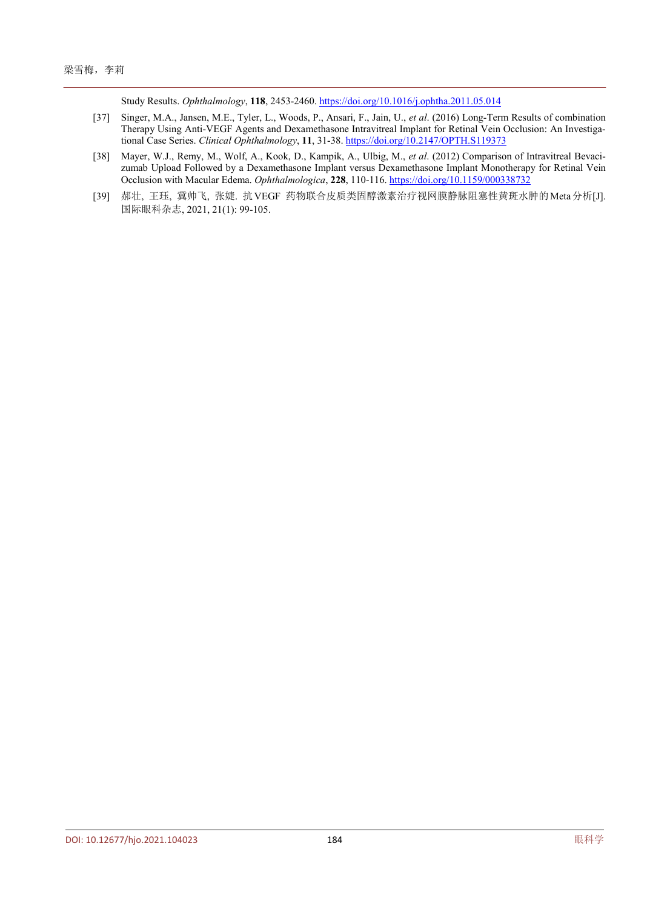Study Results. *Ophthalmology*, **118**, 2453-2460. https://doi.org/10.1016/j.ophtha.2011.05.014

[37] Singer, M.A., Jansen, M.E., Tyler, L., Woods, P., Ansari, F., Jain, U., *et al*. (2016) Long-Term Results of combination Therapy Using Anti-VEGF Agents and Dexamethasone Intravitreal Implant for Retinal Vein Occlusion: An Investigational Case Series. *Clinical Ophthalmology*, **11**, 31-38. https://doi.org/10.2147/OPTH.S119373

[38] Mayer, W.J., Remy, M., Wolf, A., Kook, D., Kampik, A., Ulbig, M., *et al*. (2012) Comparison of Intravitreal Bevacizumab Upload Followed by a Dexamethasone Implant versus Dexamethasone Implant Monotherapy for Retinal Vein Occlusion with Macular Edema. *Ophthalmologica*, **228**, 110-116. https://doi.org/10.1159/000338732

[39] 郝壮, 王珏, 冀帅飞, 张婕. 抗VEGF 药物联合皮质类固醇激素治疗视网膜静脉阻塞性黄斑水肿的Meta分析[J]. 国际眼科杂志, 2021, 21(1): 99-105.